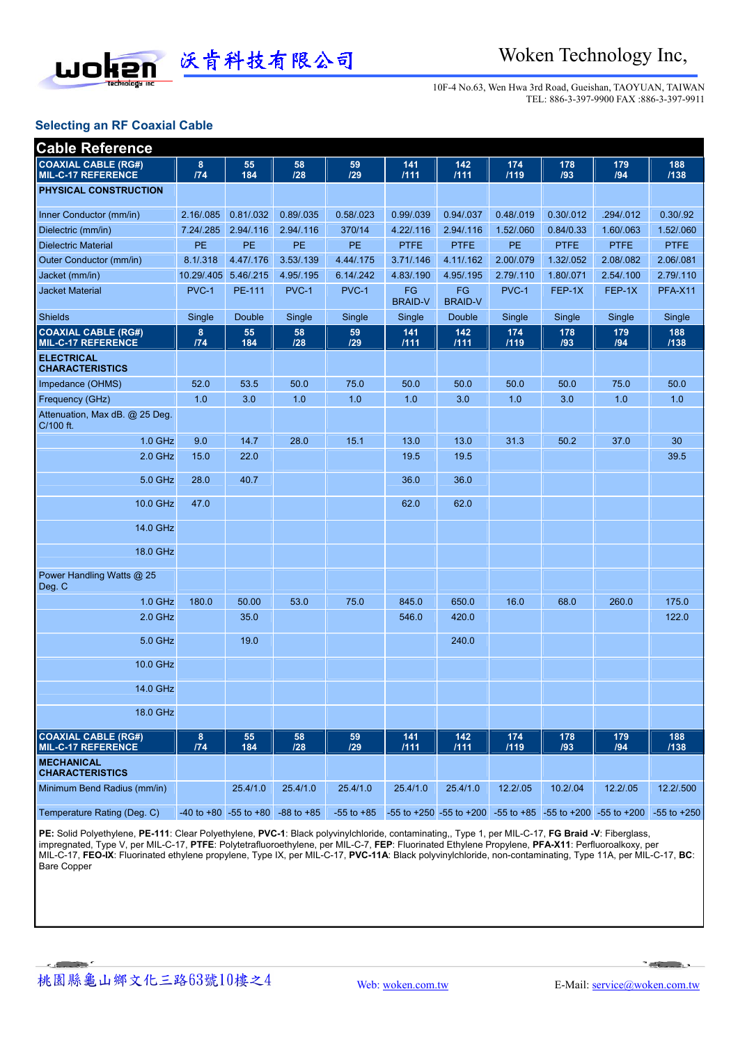## Selecting an RF Coaxial Cable

### Cable Reference

| COAXIAL CABLE (RG#) MIL-C-17 REFERENCE | 8 /74 | 55 184 | 58 /28 | 59 /29 | 141 /111 | 142 /111 | 174 /119 | 178 /93 | 179 /94 | 188 /138 |
|---|---|---|---|---|---|---|---|---|---|---|
| **PHYSICAL CONSTRUCTION** | | | | | | | | | | |
| Inner Conductor (mm/in) | 2.16/.085 | 0.81/.032 | 0.89/.035 | 0.58/.023 | 0.99/.039 | 0.94/.037 | 0.48/.019 | 0.30/.012 | .294/.012 | 0.30/.92 |
| Dielectric (mm/in) | 7.24/.285 | 2.94/.116 | 2.94/.116 | 370/14 | 4.22/.116 | 2.94/.116 | 1.52/.060 | 0.84/0.33 | 1.60/.063 | 1.52/.060 |
| Dielectric Material | PE | PE | PE | PE | PTFE | PTFE | PE | PTFE | PTFE | PTFE |
| Outer Conductor (mm/in) | 8.1/.318 | 4.47/.176 | 3.53/.139 | 4.44/.175 | 3.71/.146 | 4.11/.162 | 2.00/.079 | 1.32/.052 | 2.08/.082 | 2.06/.081 |
| Jacket (mm/in) | 10.29/.405 | 5.46/.215 | 4.95/.195 | 6.14/.242 | 4.83/.190 | 4.95/.195 | 2.79/.110 | 1.80/.071 | 2.54/.100 | 2.79/.110 |
| Jacket Material | PVC-1 | PE-111 | PVC-1 | PVC-1 | FG BRAID-V | FG BRAID-V | PVC-1 | FEP-1X | FEP-1X | PFA-X11 |
| Shields | Single | Double | Single | Single | Single | Double | Single | Single | Single | Single |
| **COAXIAL CABLE (RG#) MIL-C-17 REFERENCE** | **8 /74** | **55 184** | **58 /28** | **59 /29** | **141 /111** | **142 /111** | **174 /119** | **178 /93** | **179 /94** | **188 /138** |
| **ELECTRICAL CHARACTERISTICS** | | | | | | | | | | |
| Impedance (OHMS) | 52.0 | 53.5 | 50.0 | 75.0 | 50.0 | 50.0 | 50.0 | 50.0 | 75.0 | 50.0 |
| Frequency (GHz) | 1.0 | 3.0 | 1.0 | 1.0 | 1.0 | 3.0 | 1.0 | 3.0 | 1.0 | 1.0 |
| Attenuation, Max dB. @ 25 Deg. C/100 ft. | | | | | | | | | | |
| 1.0 GHz | 9.0 | 14.7 | 28.0 | 15.1 | 13.0 | 13.0 | 31.3 | 50.2 | 37.0 | 30 |
| 2.0 GHz | 15.0 | 22.0 | | | 19.5 | 19.5 | | | | 39.5 |
| 5.0 GHz | 28.0 | 40.7 | | | 36.0 | 36.0 | | | | |
| 10.0 GHz | 47.0 | | | | 62.0 | 62.0 | | | | |
| 14.0 GHz | | | | | | | | | | |
| 18.0 GHz | | | | | | | | | | |
| Power Handling Watts @ 25 Deg. C | | | | | | | | | | |
| 1.0 GHz | 180.0 | 50.00 | 53.0 | 75.0 | 845.0 | 650.0 | 16.0 | 68.0 | 260.0 | 175.0 |
| 2.0 GHz | | 35.0 | | | 546.0 | 420.0 | | | | 122.0 |
| 5.0 GHz | | 19.0 | | | | 240.0 | | | | |
| 10.0 GHz | | | | | | | | | | |
| 14.0 GHz | | | | | | | | | | |
| 18.0 GHz | | | | | | | | | | |
| **COAXIAL CABLE (RG#) MIL-C-17 REFERENCE** | **8 /74** | **55 184** | **58 /28** | **59 /29** | **141 /111** | **142 /111** | **174 /119** | **178 /93** | **179 /94** | **188 /138** |
| **MECHANICAL CHARACTERISTICS** | | | | | | | | | | |
| Minimum Bend Radius (mm/in) | | 25.4/1.0 | 25.4/1.0 | 25.4/1.0 | 25.4/1.0 | 25.4/1.0 | 12.2/.05 | 10.2/.04 | 12.2/.05 | 12.2/.500 |
| Temperature Rating (Deg. C) | -40 to +80 | -55 to +80 | -88 to +85 | -55 to +85 | -55 to +250 | -55 to +200 | -55 to +85 | -55 to +200 | -55 to +200 | -55 to +250 |

**PE:** Solid Polyethylene, **PE-111**: Clear Polyethylene, **PVC-1**: Black polyvinylchloride, contaminating,, Type 1, per MIL-C-17, **FG Braid -V**: Fiberglass, impregnated, Type V, per MIL-C-17, **PTFE**: Polytetrafluoroethylene, per MIL-C-7, **FEP**: Fluorinated Ethylene Propylene, **PFA-X11**: Perfluoroalkoxy, per MIL-C-17, **FEO-IX**: Fluorinated ethylene propylene, Type IX, per MIL-C-17, **PVC-11A**: Black polyvinylchloride, non-contaminating, Type 11A, per MIL-C-17, **BC**: Bare Copper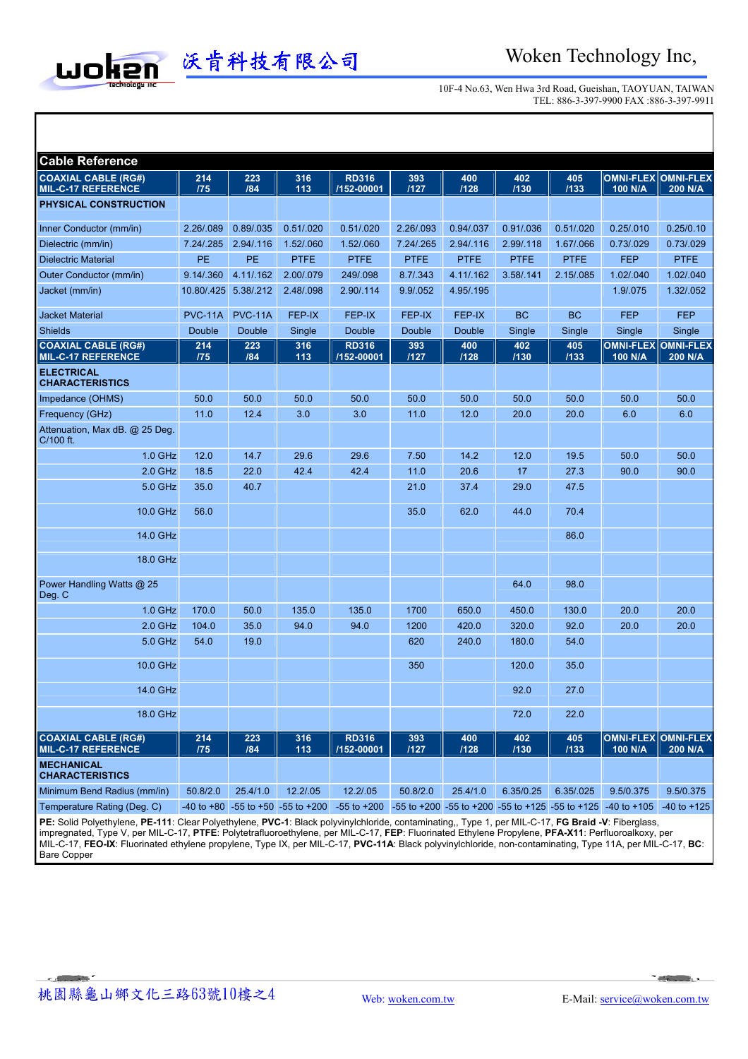## Cable Reference

| COAXIAL CABLE (RG#) MIL-C-17 REFERENCE | 214 /75 | 223 /84 | 316 113 | RD316 /152-00001 | 393 /127 | 400 /128 | 402 /130 | 405 /133 | OMNI-FLEX 100 N/A | OMNI-FLEX 200 N/A |
|---|---|---|---|---|---|---|---|---|---|---|
| **PHYSICAL CONSTRUCTION** | | | | | | | | | | |
| Inner Conductor (mm/in) | 2.26/.089 | 0.89/.035 | 0.51/.020 | 0.51/.020 | 2.26/.093 | 0.94/.037 | 0.91/.036 | 0.51/.020 | 0.25/.010 | 0.25/0.10 |
| Dielectric (mm/in) | 7.24/.285 | 2.94/.116 | 1.52/.060 | 1.52/.060 | 7.24/.265 | 2.94/.116 | 2.99/.118 | 1.67/.066 | 0.73/.029 | 0.73/.029 |
| Dielectric Material | PE | PE | PTFE | PTFE | PTFE | PTFE | PTFE | PTFE | FEP | PTFE |
| Outer Conductor (mm/in) | 9.14/.360 | 4.11/.162 | 2.00/.079 | 249/.098 | 8.7/.343 | 4.11/.162 | 3.58/.141 | 2.15/.085 | 1.02/.040 | 1.02/.040 |
| Jacket (mm/in) | 10.80/.425 | 5.38/.212 | 2.48/.098 | 2.90/.114 | 9.9/.052 | 4.95/.195 | | | 1.9/.075 | 1.32/.052 |
| Jacket Material | PVC-11A | PVC-11A | FEP-IX | FEP-IX | FEP-IX | FEP-IX | BC | BC | FEP | FEP |
| Shields | Double | Double | Single | Double | Double | Double | Single | Single | Single | Single |
| **COAXIAL CABLE (RG#) MIL-C-17 REFERENCE** | **214 /75** | **223 /84** | **316 113** | **RD316 /152-00001** | **393 /127** | **400 /128** | **402 /130** | **405 /133** | **OMNI-FLEX 100 N/A** | **OMNI-FLEX 200 N/A** |
| **ELECTRICAL CHARACTERISTICS** | | | | | | | | | | |
| Impedance (OHMS) | 50.0 | 50.0 | 50.0 | 50.0 | 50.0 | 50.0 | 50.0 | 50.0 | 50.0 | 50.0 |
| Frequency (GHz) | 11.0 | 12.4 | 3.0 | 3.0 | 11.0 | 12.0 | 20.0 | 20.0 | 6.0 | 6.0 |
| Attenuation, Max dB. @ 25 Deg. C/100 ft. | | | | | | | | | | |
| 1.0 GHz | 12.0 | 14.7 | 29.6 | 29.6 | 7.50 | 14.2 | 12.0 | 19.5 | 50.0 | 50.0 |
| 2.0 GHz | 18.5 | 22.0 | 42.4 | 42.4 | 11.0 | 20.6 | 17 | 27.3 | 90.0 | 90.0 |
| 5.0 GHz | 35.0 | 40.7 | | | 21.0 | 37.4 | 29.0 | 47.5 | | |
| 10.0 GHz | 56.0 | | | | 35.0 | 62.0 | 44.0 | 70.4 | | |
| 14.0 GHz | | | | | | | | 86.0 | | |
| 18.0 GHz | | | | | | | | | | |
| Power Handling Watts @ 25 Deg. C | | | | | | | 64.0 | 98.0 | | |
| 1.0 GHz | 170.0 | 50.0 | 135.0 | 135.0 | 1700 | 650.0 | 450.0 | 130.0 | 20.0 | 20.0 |
| 2.0 GHz | 104.0 | 35.0 | 94.0 | 94.0 | 1200 | 420.0 | 320.0 | 92.0 | 20.0 | 20.0 |
| 5.0 GHz | 54.0 | 19.0 | | | 620 | 240.0 | 180.0 | 54.0 | | |
| 10.0 GHz | | | | | 350 | | 120.0 | 35.0 | | |
| 14.0 GHz | | | | | | | 92.0 | 27.0 | | |
| 18.0 GHz | | | | | | | 72.0 | 22.0 | | |
| **COAXIAL CABLE (RG#) MIL-C-17 REFERENCE** | **214 /75** | **223 /84** | **316 113** | **RD316 /152-00001** | **393 /127** | **400 /128** | **402 /130** | **405 /133** | **OMNI-FLEX 100 N/A** | **OMNI-FLEX 200 N/A** |
| **MECHANICAL CHARACTERISTICS** | | | | | | | | | | |
| Minimum Bend Radius (mm/in) | 50.8/2.0 | 25.4/1.0 | 12.2/.05 | 12.2/.05 | 50.8/2.0 | 25.4/1.0 | 6.35/0.25 | 6.35/.025 | 9.5/0.375 | 9.5/0.375 |
| Temperature Rating (Deg. C) | -40 to +80 | -55 to +50 | -55 to +200 | -55 to +200 | -55 to +200 | -55 to +200 | -55 to +125 | -55 to +125 | -40 to +105 | -40 to +125 |

**PE**: Solid Polyethylene, **PE-111**: Clear Polyethylene, **PVC-1**: Black polyvinylchloride, contaminating,, Type 1, per MIL-C-17, **FG Braid -V**: Fiberglass, impregnated, Type V, per MIL-C-17, **PTFE**: Polytetrafluoroethylene, per MIL-C-17, **FEP**: Fluorinated Ethylene Propylene, **PFA-X11**: Perfluoroalkoxy, per MIL-C-17, **FEO-IX**: Fluorinated ethylene propylene, Type IX, per MIL-C-17, **PVC-11A**: Black polyvinylchloride, non-contaminating, Type 11A, per MIL-C-17, **BC**: Bare Copper